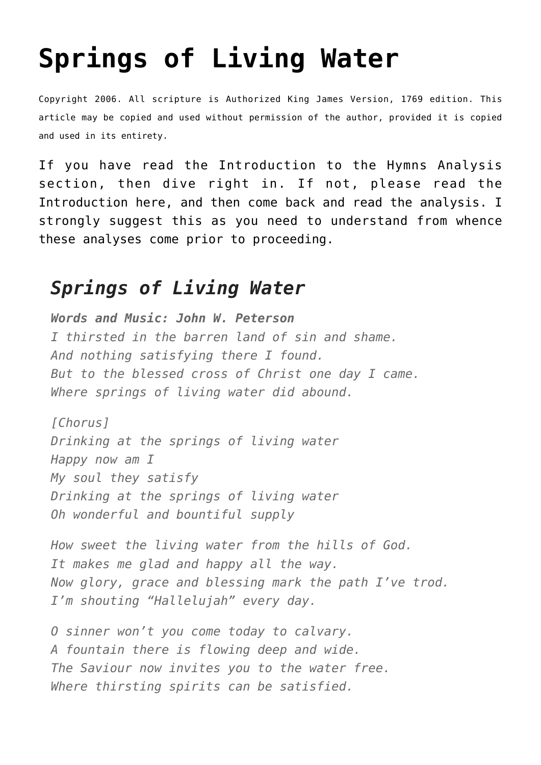# Springs of Living Water

Copyright 2006. All scripture is Authorized King James Version, 1769 edition. This article may be copied and used without permission of the author, provided it is copied and used in its entirety.

If you have read the Introduction to the Hymns Analysis section, then dive right in. If not, please read the Introduction here, and then come back and read the analysis. I strongly suggest this as you need to understand from whence these analyses come prior to proceeding.

## *Springs of Living Water*

***Words and Music: John W. Peterson***
*I thirsted in the barren land of sin and shame.*
*And nothing satisfying there I found.*
*But to the blessed cross of Christ one day I came.*
*Where springs of living water did abound.*

*[Chorus]*
*Drinking at the springs of living water*
*Happy now am I*
*My soul they satisfy*
*Drinking at the springs of living water*
*Oh wonderful and bountiful supply*

*How sweet the living water from the hills of God.*
*It makes me glad and happy all the way.*
*Now glory, grace and blessing mark the path I've trod.*
*I'm shouting "Hallelujah" every day.*

*O sinner won't you come today to calvary.*
*A fountain there is flowing deep and wide.*
*The Saviour now invites you to the water free.*
*Where thirsting spirits can be satisfied.*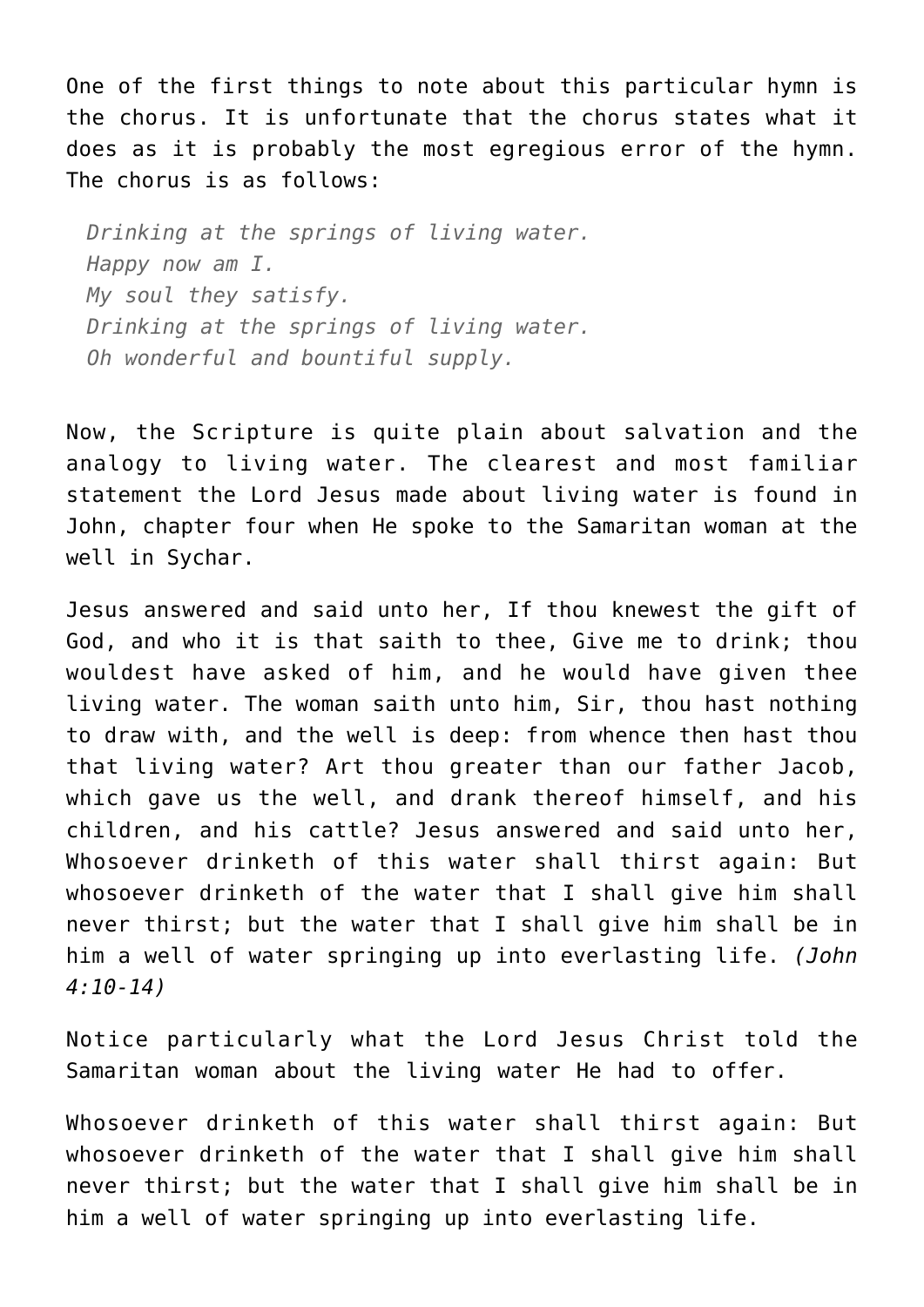One of the first things to note about this particular hymn is the chorus. It is unfortunate that the chorus states what it does as it is probably the most egregious error of the hymn. The chorus is as follows:

> *Drinking at the springs of living water.*
> *Happy now am I.*
> *My soul they satisfy.*
> *Drinking at the springs of living water.*
> *Oh wonderful and bountiful supply.*

Now, the Scripture is quite plain about salvation and the analogy to living water. The clearest and most familiar statement the Lord Jesus made about living water is found in John, chapter four when He spoke to the Samaritan woman at the well in Sychar.

Jesus answered and said unto her, If thou knewest the gift of God, and who it is that saith to thee, Give me to drink; thou wouldest have asked of him, and he would have given thee living water. The woman saith unto him, Sir, thou hast nothing to draw with, and the well is deep: from whence then hast thou that living water? Art thou greater than our father Jacob, which gave us the well, and drank thereof himself, and his children, and his cattle? Jesus answered and said unto her, Whosoever drinketh of this water shall thirst again: But whosoever drinketh of the water that I shall give him shall never thirst; but the water that I shall give him shall be in him a well of water springing up into everlasting life. *(John 4:10-14)*

Notice particularly what the Lord Jesus Christ told the Samaritan woman about the living water He had to offer.

Whosoever drinketh of this water shall thirst again: But whosoever drinketh of the water that I shall give him shall never thirst; but the water that I shall give him shall be in him a well of water springing up into everlasting life.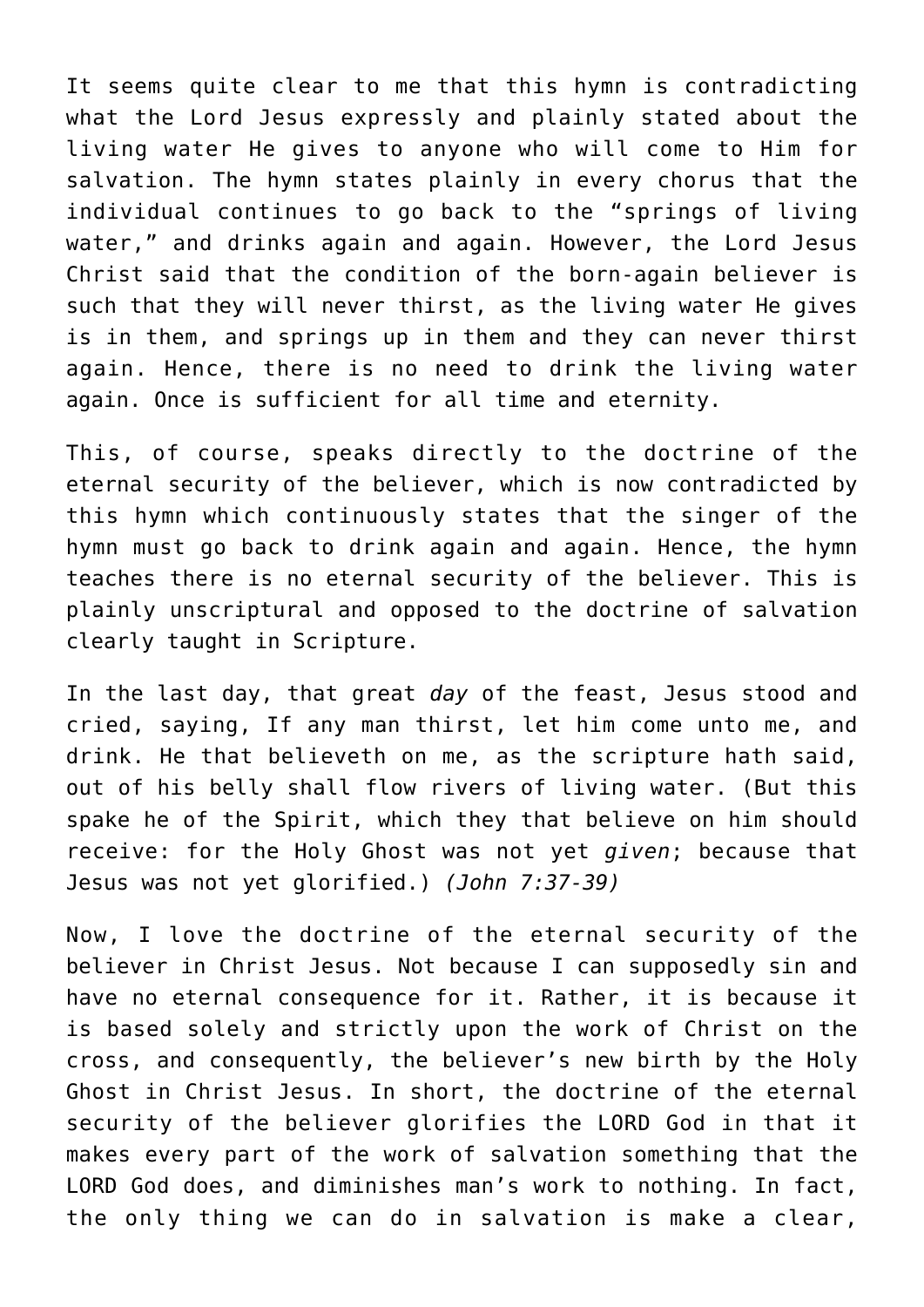It seems quite clear to me that this hymn is contradicting what the Lord Jesus expressly and plainly stated about the living water He gives to anyone who will come to Him for salvation. The hymn states plainly in every chorus that the individual continues to go back to the “springs of living water,” and drinks again and again. However, the Lord Jesus Christ said that the condition of the born-again believer is such that they will never thirst, as the living water He gives is in them, and springs up in them and they can never thirst again. Hence, there is no need to drink the living water again. Once is sufficient for all time and eternity.

This, of course, speaks directly to the doctrine of the eternal security of the believer, which is now contradicted by this hymn which continuously states that the singer of the hymn must go back to drink again and again. Hence, the hymn teaches there is no eternal security of the believer. This is plainly unscriptural and opposed to the doctrine of salvation clearly taught in Scripture.

In the last day, that great *day* of the feast, Jesus stood and cried, saying, If any man thirst, let him come unto me, and drink. He that believeth on me, as the scripture hath said, out of his belly shall flow rivers of living water. (But this spake he of the Spirit, which they that believe on him should receive: for the Holy Ghost was not yet *given*; because that Jesus was not yet glorified.) *(John 7:37-39)*

Now, I love the doctrine of the eternal security of the believer in Christ Jesus. Not because I can supposedly sin and have no eternal consequence for it. Rather, it is because it is based solely and strictly upon the work of Christ on the cross, and consequently, the believer’s new birth by the Holy Ghost in Christ Jesus. In short, the doctrine of the eternal security of the believer glorifies the LORD God in that it makes every part of the work of salvation something that the LORD God does, and diminishes man’s work to nothing. In fact, the only thing we can do in salvation is make a clear,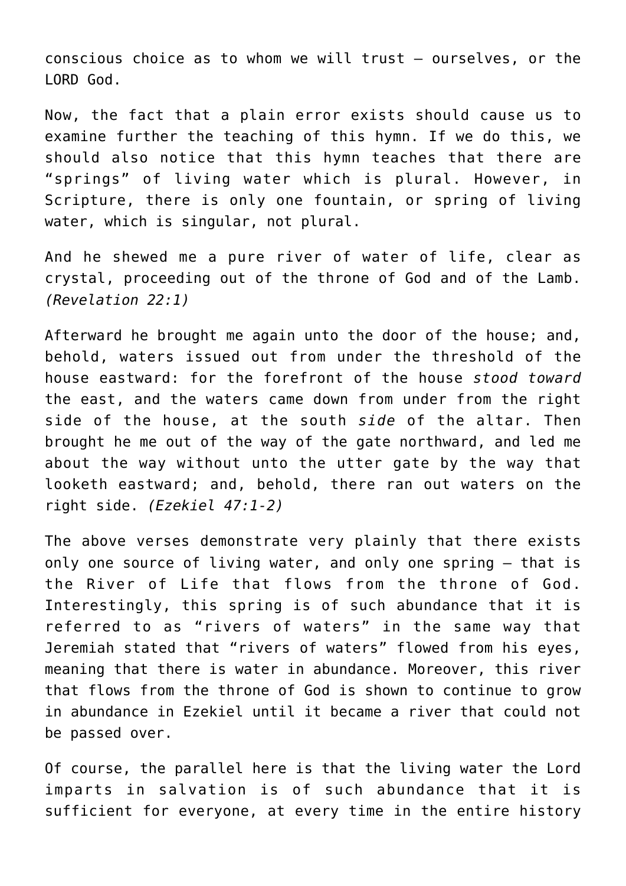conscious choice as to whom we will trust – ourselves, or the LORD God.

Now, the fact that a plain error exists should cause us to examine further the teaching of this hymn. If we do this, we should also notice that this hymn teaches that there are "springs" of living water which is plural. However, in Scripture, there is only one fountain, or spring of living water, which is singular, not plural.

And he shewed me a pure river of water of life, clear as crystal, proceeding out of the throne of God and of the Lamb. *(Revelation 22:1)*

Afterward he brought me again unto the door of the house; and, behold, waters issued out from under the threshold of the house eastward: for the forefront of the house *stood toward* the east, and the waters came down from under from the right side of the house, at the south *side* of the altar. Then brought he me out of the way of the gate northward, and led me about the way without unto the utter gate by the way that looketh eastward; and, behold, there ran out waters on the right side. *(Ezekiel 47:1-2)*

The above verses demonstrate very plainly that there exists only one source of living water, and only one spring – that is the River of Life that flows from the throne of God. Interestingly, this spring is of such abundance that it is referred to as "rivers of waters" in the same way that Jeremiah stated that "rivers of waters" flowed from his eyes, meaning that there is water in abundance. Moreover, this river that flows from the throne of God is shown to continue to grow in abundance in Ezekiel until it became a river that could not be passed over.

Of course, the parallel here is that the living water the Lord imparts in salvation is of such abundance that it is sufficient for everyone, at every time in the entire history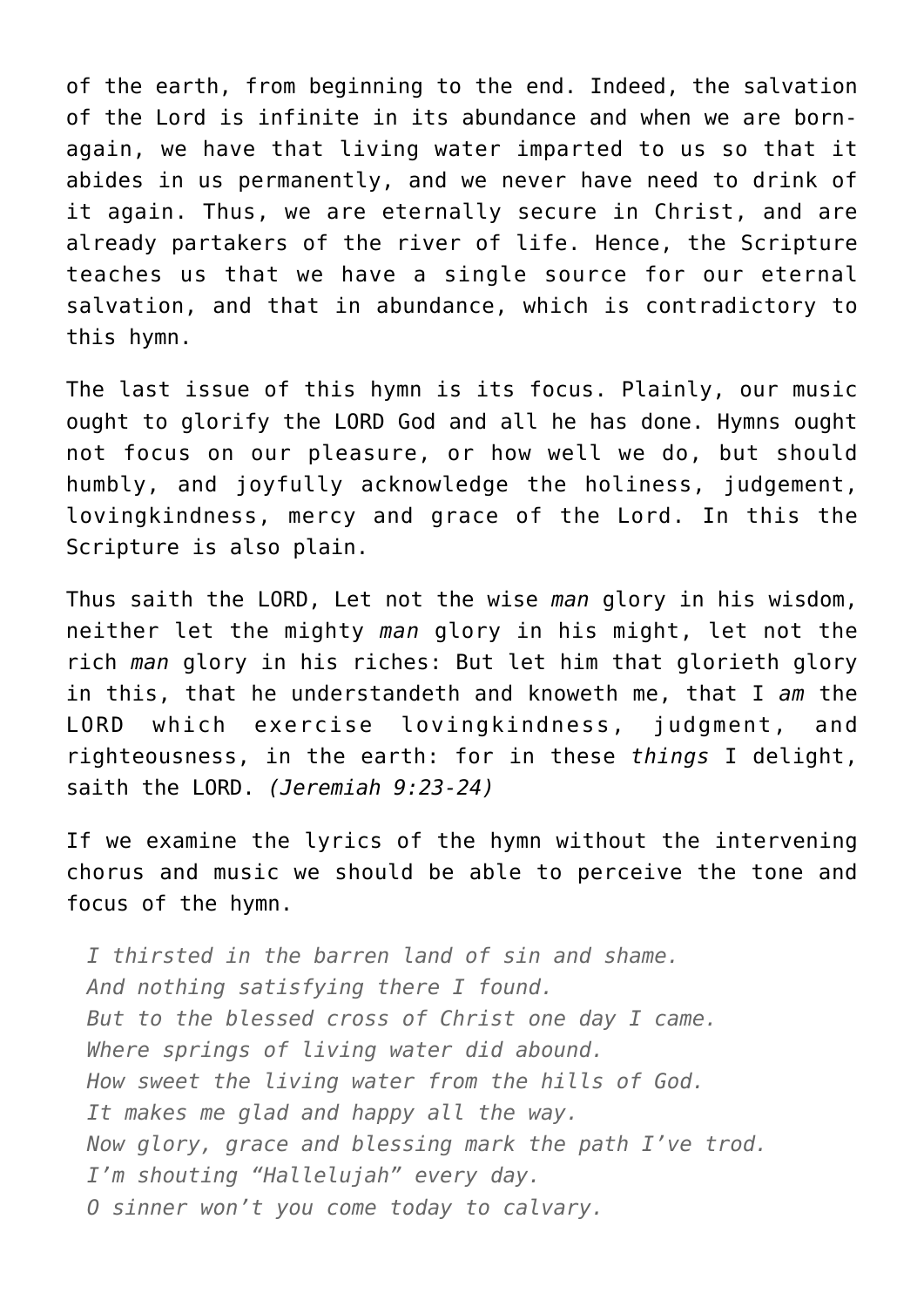of the earth, from beginning to the end. Indeed, the salvation of the Lord is infinite in its abundance and when we are born-again, we have that living water imparted to us so that it abides in us permanently, and we never have need to drink of it again. Thus, we are eternally secure in Christ, and are already partakers of the river of life. Hence, the Scripture teaches us that we have a single source for our eternal salvation, and that in abundance, which is contradictory to this hymn.

The last issue of this hymn is its focus. Plainly, our music ought to glorify the LORD God and all he has done. Hymns ought not focus on our pleasure, or how well we do, but should humbly, and joyfully acknowledge the holiness, judgement, lovingkindness, mercy and grace of the Lord. In this the Scripture is also plain.

Thus saith the LORD, Let not the wise *man* glory in his wisdom, neither let the mighty *man* glory in his might, let not the rich *man* glory in his riches: But let him that glorieth glory in this, that he understandeth and knoweth me, that I *am* the LORD which exercise lovingkindness, judgment, and righteousness, in the earth: for in these *things* I delight, saith the LORD. *(Jeremiah 9:23-24)*

If we examine the lyrics of the hymn without the intervening chorus and music we should be able to perceive the tone and focus of the hymn.

> *I thirsted in the barren land of sin and shame.*
> *And nothing satisfying there I found.*
> *But to the blessed cross of Christ one day I came.*
> *Where springs of living water did abound.*
> *How sweet the living water from the hills of God.*
> *It makes me glad and happy all the way.*
> *Now glory, grace and blessing mark the path I've trod.*
> *I'm shouting "Hallelujah" every day.*
> *O sinner won't you come today to calvary.*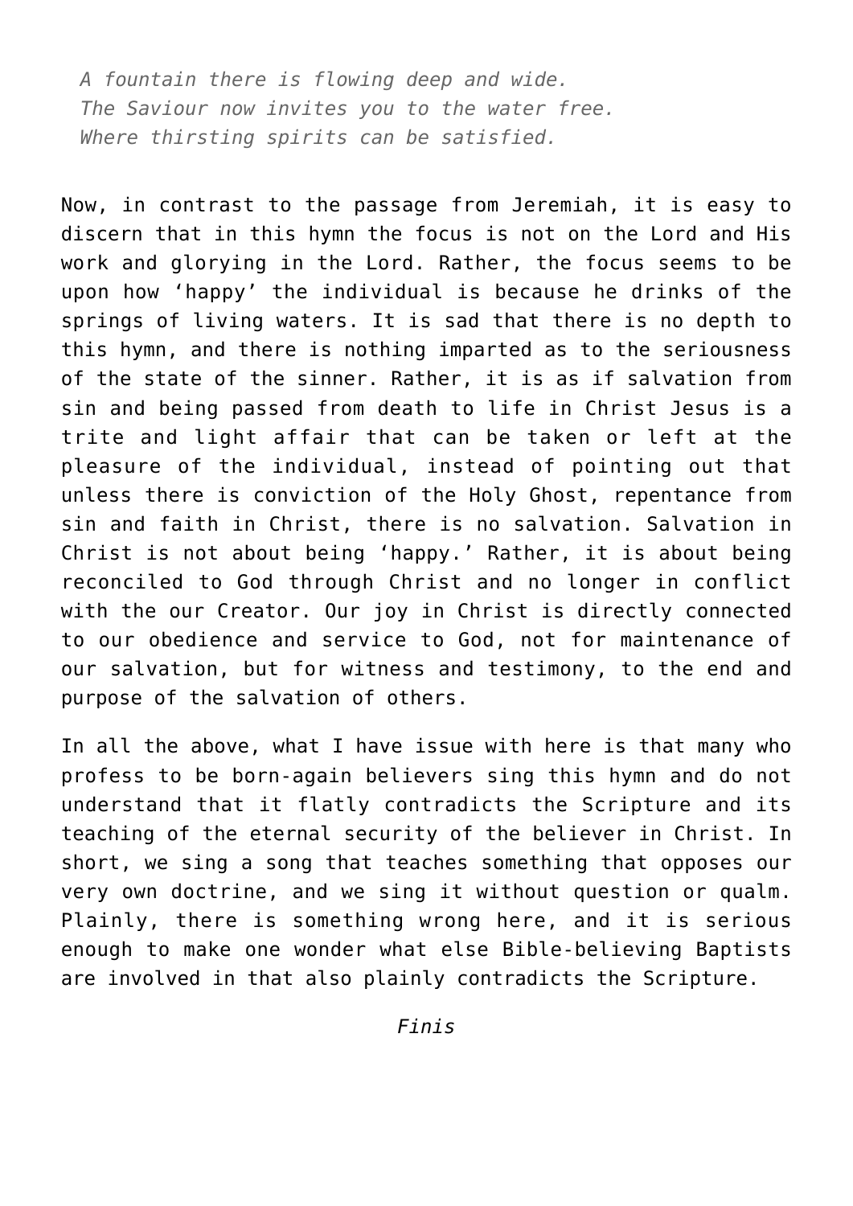*A fountain there is flowing deep and wide.*
*The Saviour now invites you to the water free.*
*Where thirsting spirits can be satisfied.*

Now, in contrast to the passage from Jeremiah, it is easy to discern that in this hymn the focus is not on the Lord and His work and glorying in the Lord. Rather, the focus seems to be upon how 'happy' the individual is because he drinks of the springs of living waters. It is sad that there is no depth to this hymn, and there is nothing imparted as to the seriousness of the state of the sinner. Rather, it is as if salvation from sin and being passed from death to life in Christ Jesus is a trite and light affair that can be taken or left at the pleasure of the individual, instead of pointing out that unless there is conviction of the Holy Ghost, repentance from sin and faith in Christ, there is no salvation. Salvation in Christ is not about being 'happy.' Rather, it is about being reconciled to God through Christ and no longer in conflict with the our Creator. Our joy in Christ is directly connected to our obedience and service to God, not for maintenance of our salvation, but for witness and testimony, to the end and purpose of the salvation of others.

In all the above, what I have issue with here is that many who profess to be born-again believers sing this hymn and do not understand that it flatly contradicts the Scripture and its teaching of the eternal security of the believer in Christ. In short, we sing a song that teaches something that opposes our very own doctrine, and we sing it without question or qualm. Plainly, there is something wrong here, and it is serious enough to make one wonder what else Bible-believing Baptists are involved in that also plainly contradicts the Scripture.

*Finis*